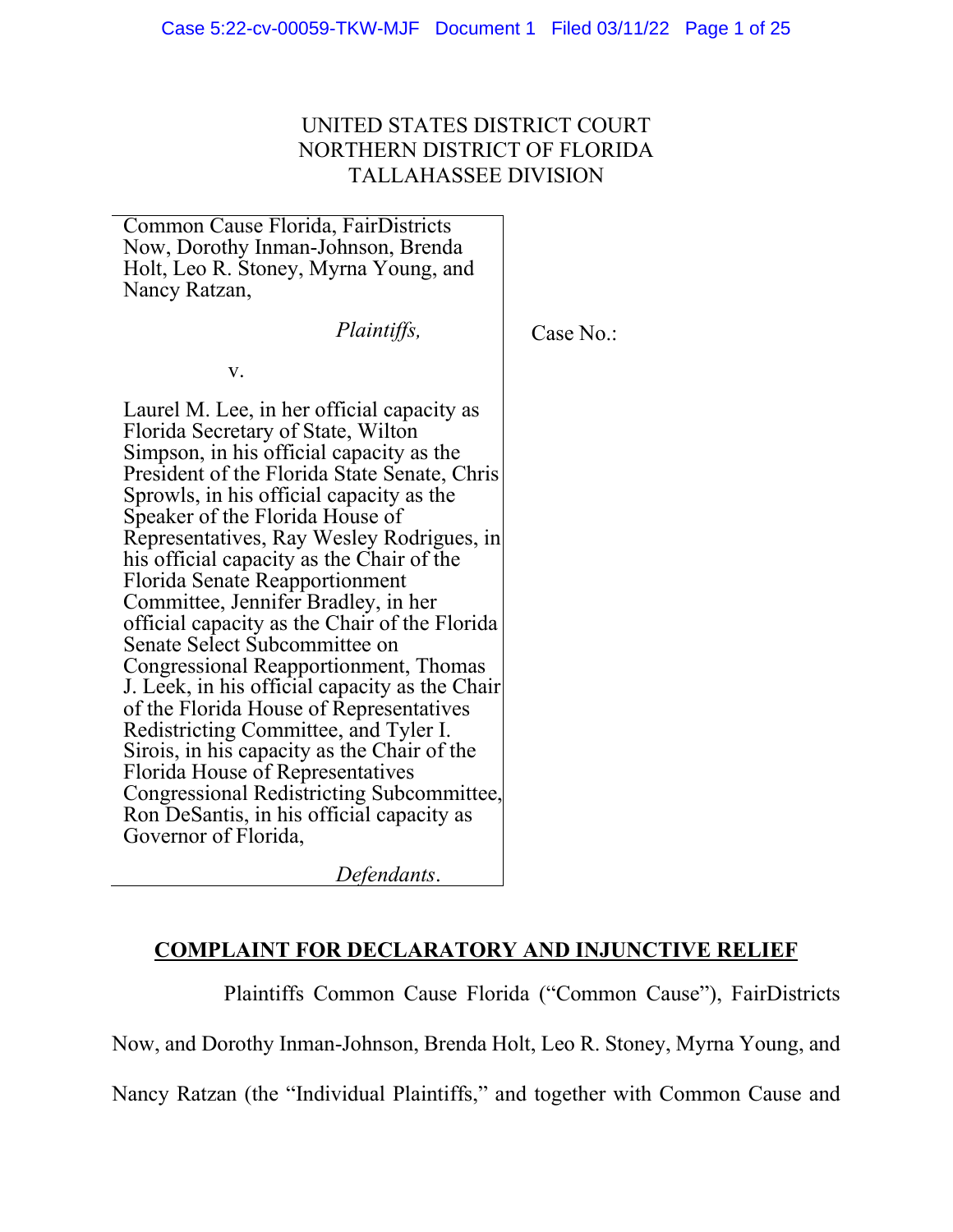UNITED STATES DISTRICT COURT
NORTHERN DISTRICT OF FLORIDA
TALLAHASSEE DIVISION

| | |
|---|---|
| Common Cause Florida, FairDistricts Now, Dorothy Inman-Johnson, Brenda Holt, Leo R. Stoney, Myrna Young, and Nancy Ratzan,<br><br>*Plaintiffs,*<br><br>v.<br><br>Laurel M. Lee, in her official capacity as Florida Secretary of State, Wilton Simpson, in his official capacity as the President of the Florida State Senate, Chris Sprowls, in his official capacity as the Speaker of the Florida House of Representatives, Ray Wesley Rodrigues, in his official capacity as the Chair of the Florida Senate Reapportionment Committee, Jennifer Bradley, in her official capacity as the Chair of the Florida Senate Select Subcommittee on Congressional Reapportionment, Thomas J. Leek, in his official capacity as the Chair of the Florida House of Representatives Redistricting Committee, and Tyler I. Sirois, in his capacity as the Chair of the Florida House of Representatives Congressional Redistricting Subcommittee, Ron DeSantis, in his official capacity as Governor of Florida,<br><br>*Defendants*. | Case No.: |

## COMPLAINT FOR DECLARATORY AND INJUNCTIVE RELIEF

Plaintiffs Common Cause Florida ("Common Cause"), FairDistricts Now, and Dorothy Inman-Johnson, Brenda Holt, Leo R. Stoney, Myrna Young, and Nancy Ratzan (the "Individual Plaintiffs," and together with Common Cause and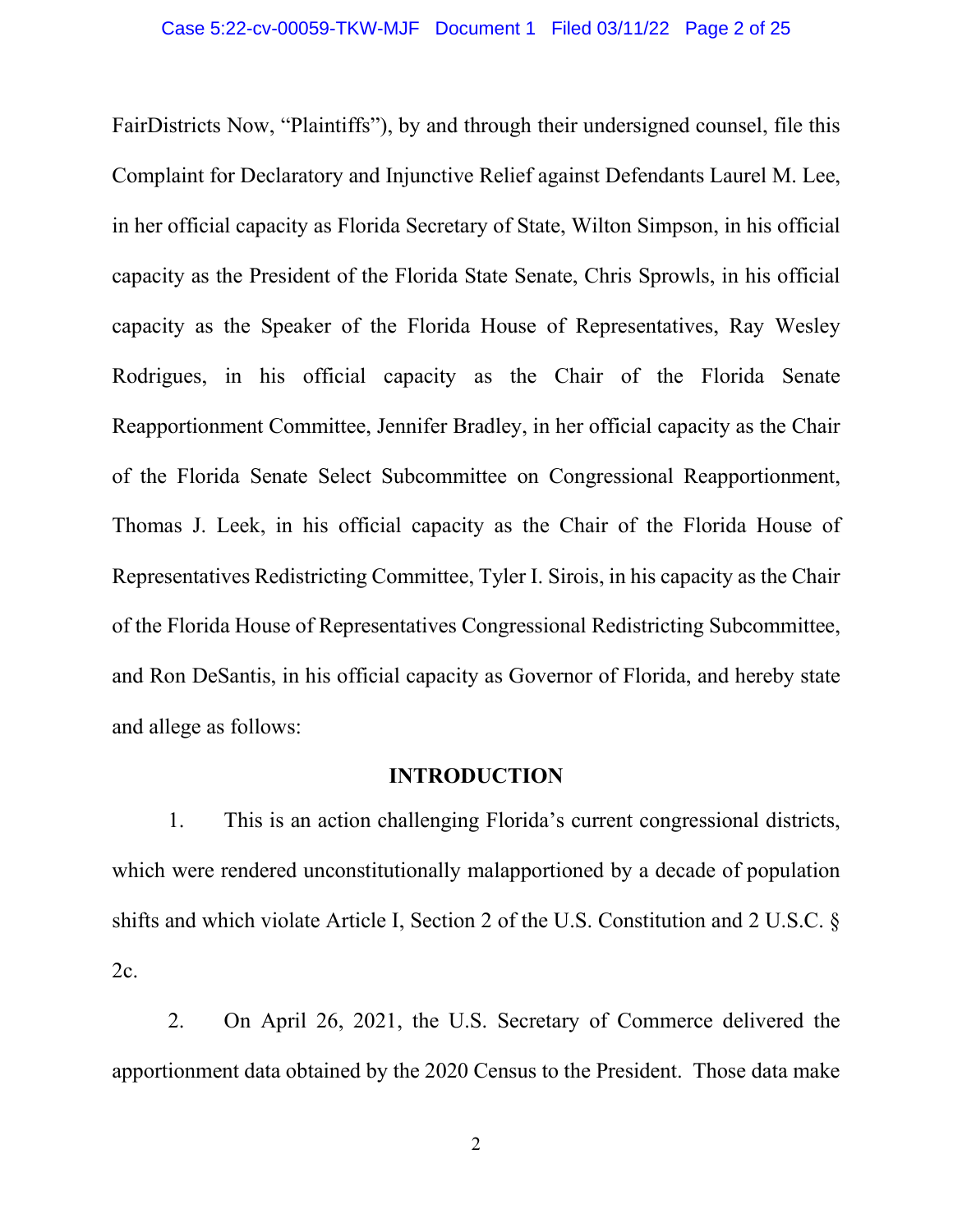FairDistricts Now, "Plaintiffs"), by and through their undersigned counsel, file this Complaint for Declaratory and Injunctive Relief against Defendants Laurel M. Lee, in her official capacity as Florida Secretary of State, Wilton Simpson, in his official capacity as the President of the Florida State Senate, Chris Sprowls, in his official capacity as the Speaker of the Florida House of Representatives, Ray Wesley Rodrigues, in his official capacity as the Chair of the Florida Senate Reapportionment Committee, Jennifer Bradley, in her official capacity as the Chair of the Florida Senate Select Subcommittee on Congressional Reapportionment, Thomas J. Leek, in his official capacity as the Chair of the Florida House of Representatives Redistricting Committee, Tyler I. Sirois, in his capacity as the Chair of the Florida House of Representatives Congressional Redistricting Subcommittee, and Ron DeSantis, in his official capacity as Governor of Florida, and hereby state and allege as follows:

## INTRODUCTION

1. This is an action challenging Florida's current congressional districts, which were rendered unconstitutionally malapportioned by a decade of population shifts and which violate Article I, Section 2 of the U.S. Constitution and 2 U.S.C. § 2c.

2. On April 26, 2021, the U.S. Secretary of Commerce delivered the apportionment data obtained by the 2020 Census to the President. Those data make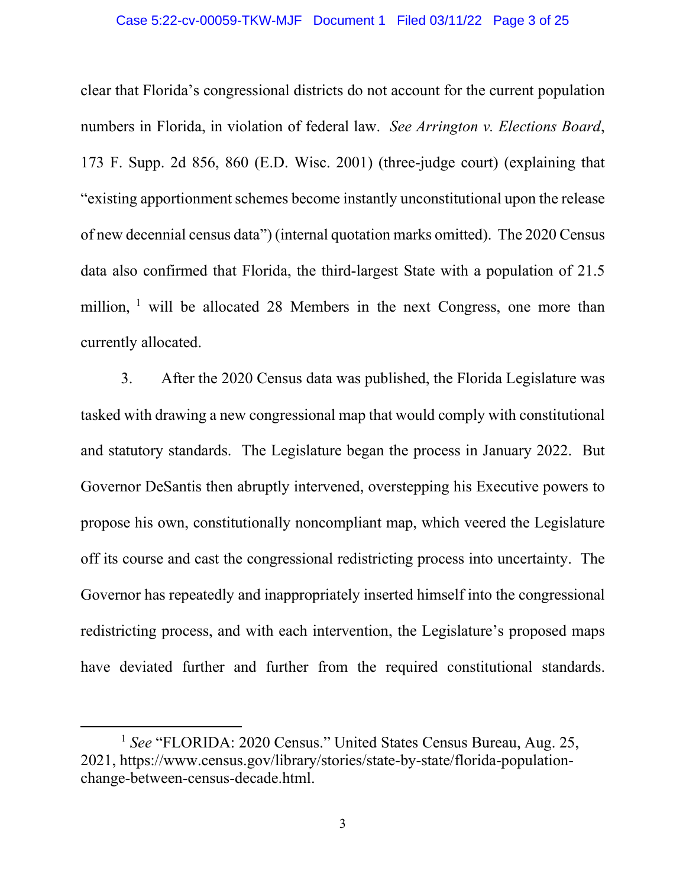clear that Florida's congressional districts do not account for the current population numbers in Florida, in violation of federal law. *See Arrington v. Elections Board*, 173 F. Supp. 2d 856, 860 (E.D. Wisc. 2001) (three-judge court) (explaining that "existing apportionment schemes become instantly unconstitutional upon the release of new decennial census data") (internal quotation marks omitted). The 2020 Census data also confirmed that Florida, the third-largest State with a population of 21.5 million, [1] will be allocated 28 Members in the next Congress, one more than currently allocated.

3. After the 2020 Census data was published, the Florida Legislature was tasked with drawing a new congressional map that would comply with constitutional and statutory standards. The Legislature began the process in January 2022. But Governor DeSantis then abruptly intervened, overstepping his Executive powers to propose his own, constitutionally noncompliant map, which veered the Legislature off its course and cast the congressional redistricting process into uncertainty. The Governor has repeatedly and inappropriately inserted himself into the congressional redistricting process, and with each intervention, the Legislature's proposed maps have deviated further and further from the required constitutional standards.

---

[1] *See* "FLORIDA: 2020 Census." United States Census Bureau, Aug. 25, 2021, https://www.census.gov/library/stories/state-by-state/florida-population-change-between-census-decade.html.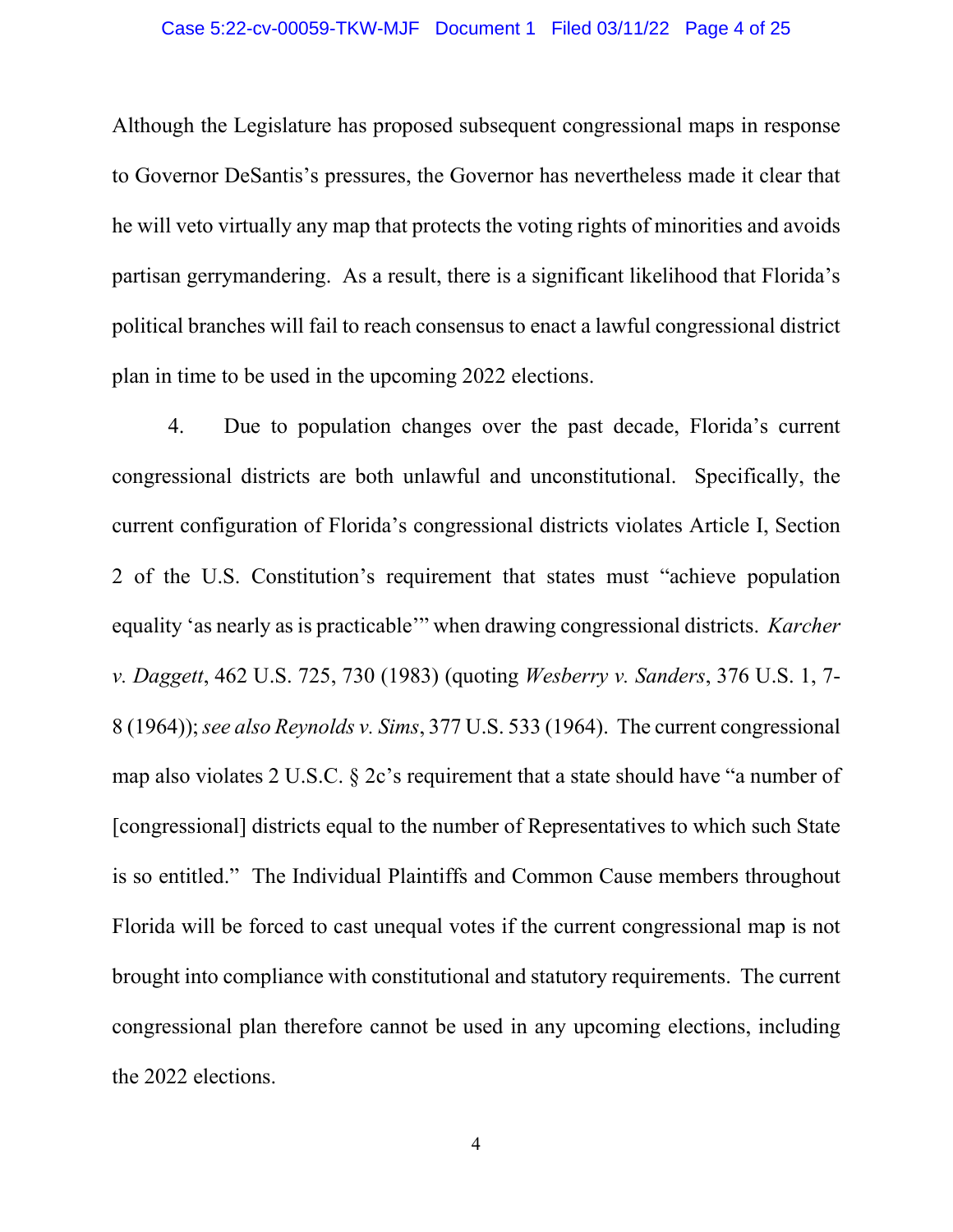Although the Legislature has proposed subsequent congressional maps in response to Governor DeSantis's pressures, the Governor has nevertheless made it clear that he will veto virtually any map that protects the voting rights of minorities and avoids partisan gerrymandering. As a result, there is a significant likelihood that Florida's political branches will fail to reach consensus to enact a lawful congressional district plan in time to be used in the upcoming 2022 elections.

4. Due to population changes over the past decade, Florida's current congressional districts are both unlawful and unconstitutional. Specifically, the current configuration of Florida's congressional districts violates Article I, Section 2 of the U.S. Constitution's requirement that states must "achieve population equality 'as nearly as is practicable'" when drawing congressional districts. *Karcher v. Daggett*, 462 U.S. 725, 730 (1983) (quoting *Wesberry v. Sanders*, 376 U.S. 1, 7-8 (1964)); *see also Reynolds v. Sims*, 377 U.S. 533 (1964). The current congressional map also violates 2 U.S.C. § 2c's requirement that a state should have "a number of [congressional] districts equal to the number of Representatives to which such State is so entitled." The Individual Plaintiffs and Common Cause members throughout Florida will be forced to cast unequal votes if the current congressional map is not brought into compliance with constitutional and statutory requirements. The current congressional plan therefore cannot be used in any upcoming elections, including the 2022 elections.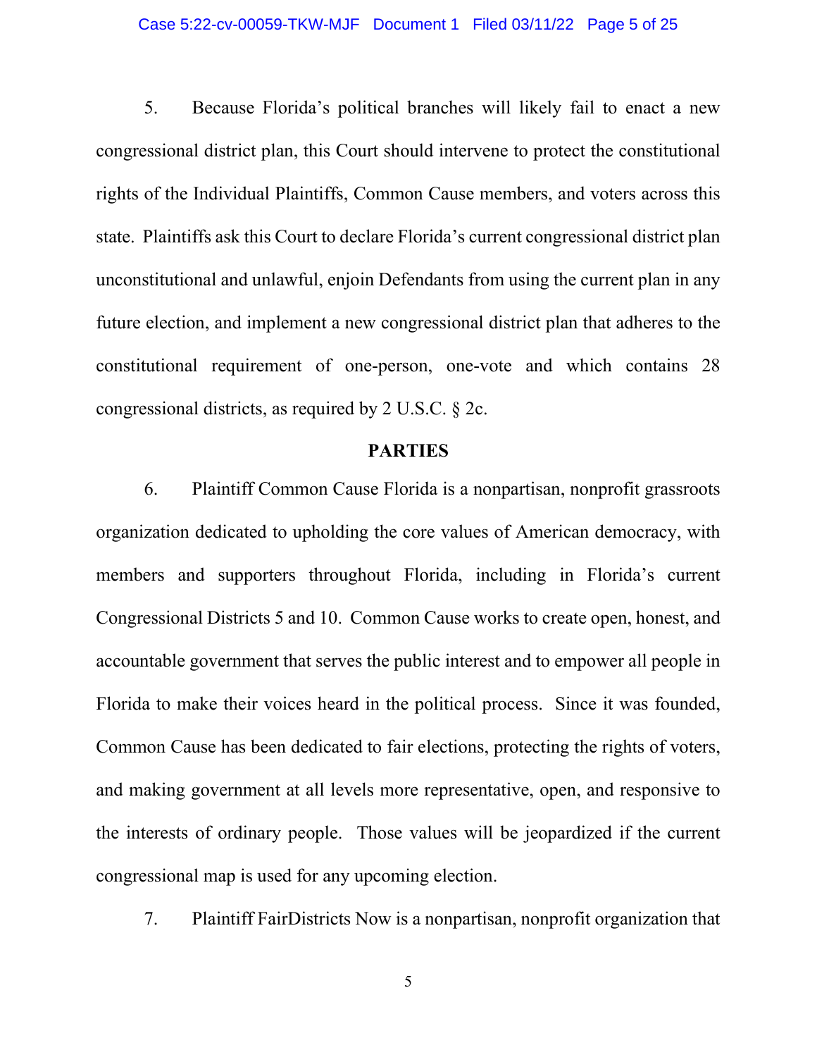5. Because Florida's political branches will likely fail to enact a new congressional district plan, this Court should intervene to protect the constitutional rights of the Individual Plaintiffs, Common Cause members, and voters across this state. Plaintiffs ask this Court to declare Florida's current congressional district plan unconstitutional and unlawful, enjoin Defendants from using the current plan in any future election, and implement a new congressional district plan that adheres to the constitutional requirement of one-person, one-vote and which contains 28 congressional districts, as required by 2 U.S.C. § 2c.

## PARTIES

6. Plaintiff Common Cause Florida is a nonpartisan, nonprofit grassroots organization dedicated to upholding the core values of American democracy, with members and supporters throughout Florida, including in Florida's current Congressional Districts 5 and 10. Common Cause works to create open, honest, and accountable government that serves the public interest and to empower all people in Florida to make their voices heard in the political process. Since it was founded, Common Cause has been dedicated to fair elections, protecting the rights of voters, and making government at all levels more representative, open, and responsive to the interests of ordinary people. Those values will be jeopardized if the current congressional map is used for any upcoming election.

7. Plaintiff FairDistricts Now is a nonpartisan, nonprofit organization that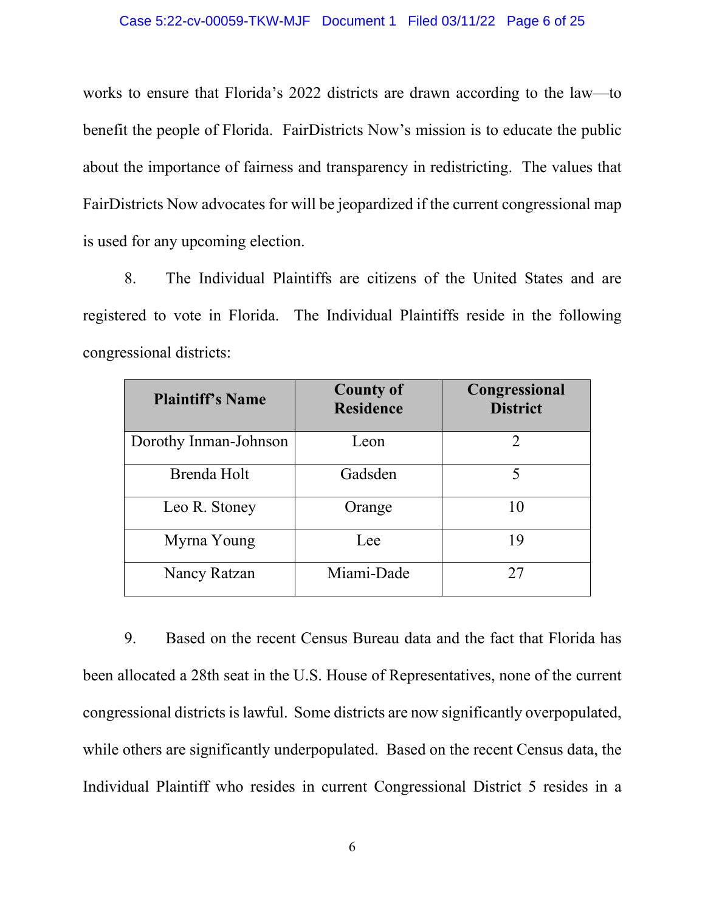works to ensure that Florida's 2022 districts are drawn according to the law—to benefit the people of Florida. FairDistricts Now's mission is to educate the public about the importance of fairness and transparency in redistricting. The values that FairDistricts Now advocates for will be jeopardized if the current congressional map is used for any upcoming election.

8. The Individual Plaintiffs are citizens of the United States and are registered to vote in Florida. The Individual Plaintiffs reside in the following congressional districts:

| Plaintiff's Name | County of Residence | Congressional District |
|---|---|---|
| Dorothy Inman-Johnson | Leon | 2 |
| Brenda Holt | Gadsden | 5 |
| Leo R. Stoney | Orange | 10 |
| Myrna Young | Lee | 19 |
| Nancy Ratzan | Miami-Dade | 27 |

9. Based on the recent Census Bureau data and the fact that Florida has been allocated a 28th seat in the U.S. House of Representatives, none of the current congressional districts is lawful. Some districts are now significantly overpopulated, while others are significantly underpopulated. Based on the recent Census data, the Individual Plaintiff who resides in current Congressional District 5 resides in a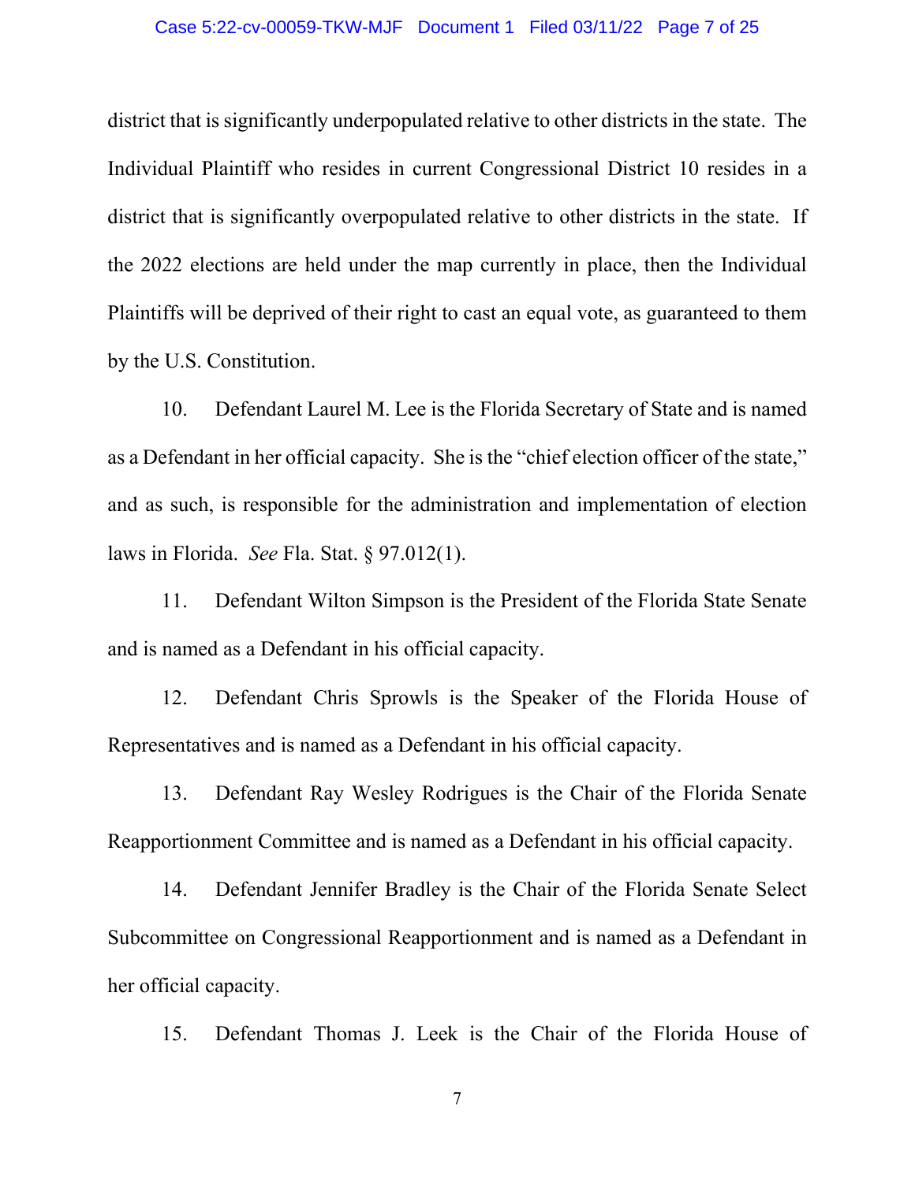district that is significantly underpopulated relative to other districts in the state. The Individual Plaintiff who resides in current Congressional District 10 resides in a district that is significantly overpopulated relative to other districts in the state. If the 2022 elections are held under the map currently in place, then the Individual Plaintiffs will be deprived of their right to cast an equal vote, as guaranteed to them by the U.S. Constitution.

10. Defendant Laurel M. Lee is the Florida Secretary of State and is named as a Defendant in her official capacity. She is the "chief election officer of the state," and as such, is responsible for the administration and implementation of election laws in Florida. *See* Fla. Stat. § 97.012(1).

11. Defendant Wilton Simpson is the President of the Florida State Senate and is named as a Defendant in his official capacity.

12. Defendant Chris Sprowls is the Speaker of the Florida House of Representatives and is named as a Defendant in his official capacity.

13. Defendant Ray Wesley Rodrigues is the Chair of the Florida Senate Reapportionment Committee and is named as a Defendant in his official capacity.

14. Defendant Jennifer Bradley is the Chair of the Florida Senate Select Subcommittee on Congressional Reapportionment and is named as a Defendant in her official capacity.

15. Defendant Thomas J. Leek is the Chair of the Florida House of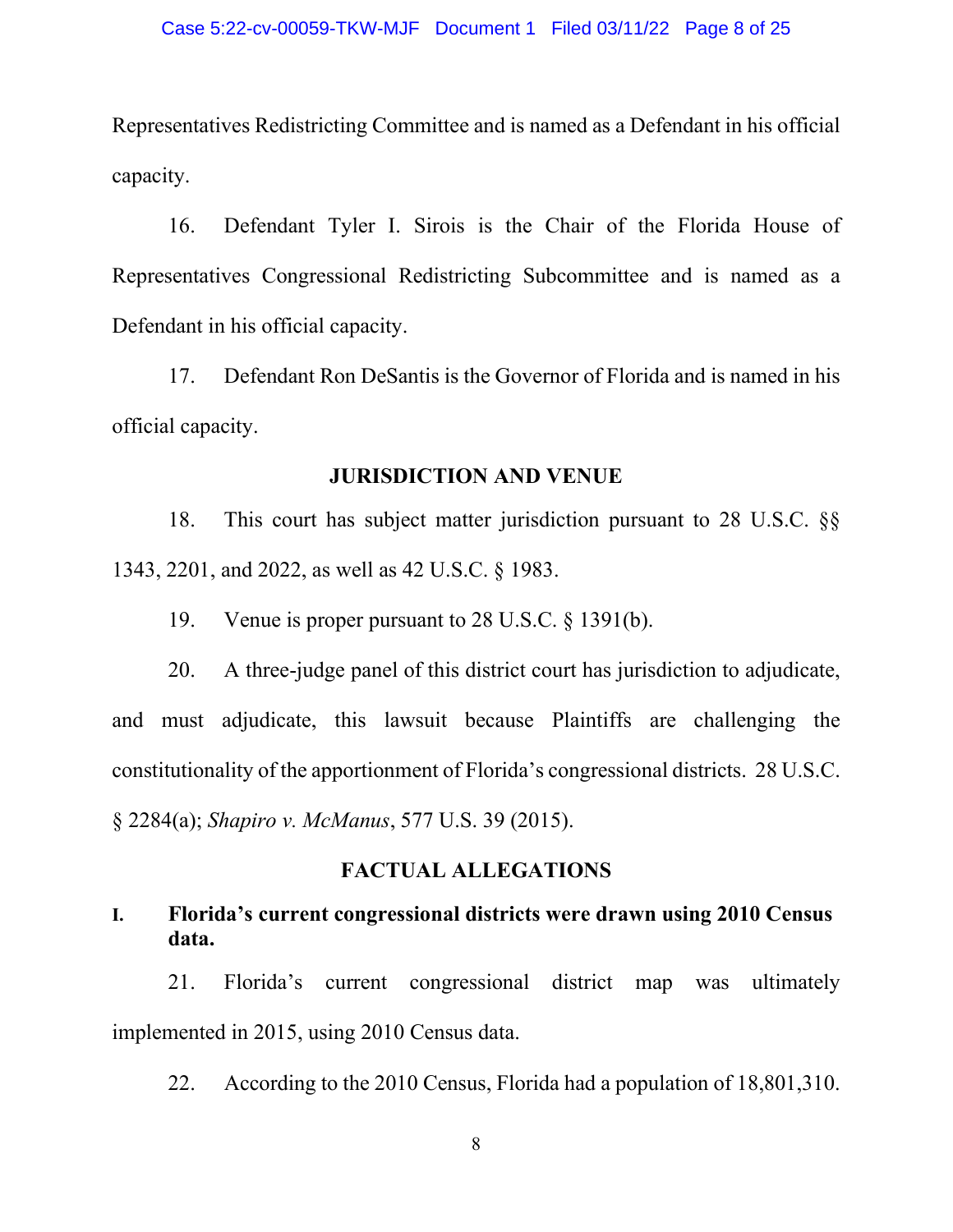Representatives Redistricting Committee and is named as a Defendant in his official capacity.

16. Defendant Tyler I. Sirois is the Chair of the Florida House of Representatives Congressional Redistricting Subcommittee and is named as a Defendant in his official capacity.

17. Defendant Ron DeSantis is the Governor of Florida and is named in his official capacity.

## JURISDICTION AND VENUE

18. This court has subject matter jurisdiction pursuant to 28 U.S.C. §§ 1343, 2201, and 2022, as well as 42 U.S.C. § 1983.

19. Venue is proper pursuant to 28 U.S.C. § 1391(b).

20. A three-judge panel of this district court has jurisdiction to adjudicate, and must adjudicate, this lawsuit because Plaintiffs are challenging the constitutionality of the apportionment of Florida's congressional districts. 28 U.S.C. § 2284(a); *Shapiro v. McManus*, 577 U.S. 39 (2015).

## FACTUAL ALLEGATIONS

### I. Florida's current congressional districts were drawn using 2010 Census data.

21. Florida's current congressional district map was ultimately implemented in 2015, using 2010 Census data.

22. According to the 2010 Census, Florida had a population of 18,801,310.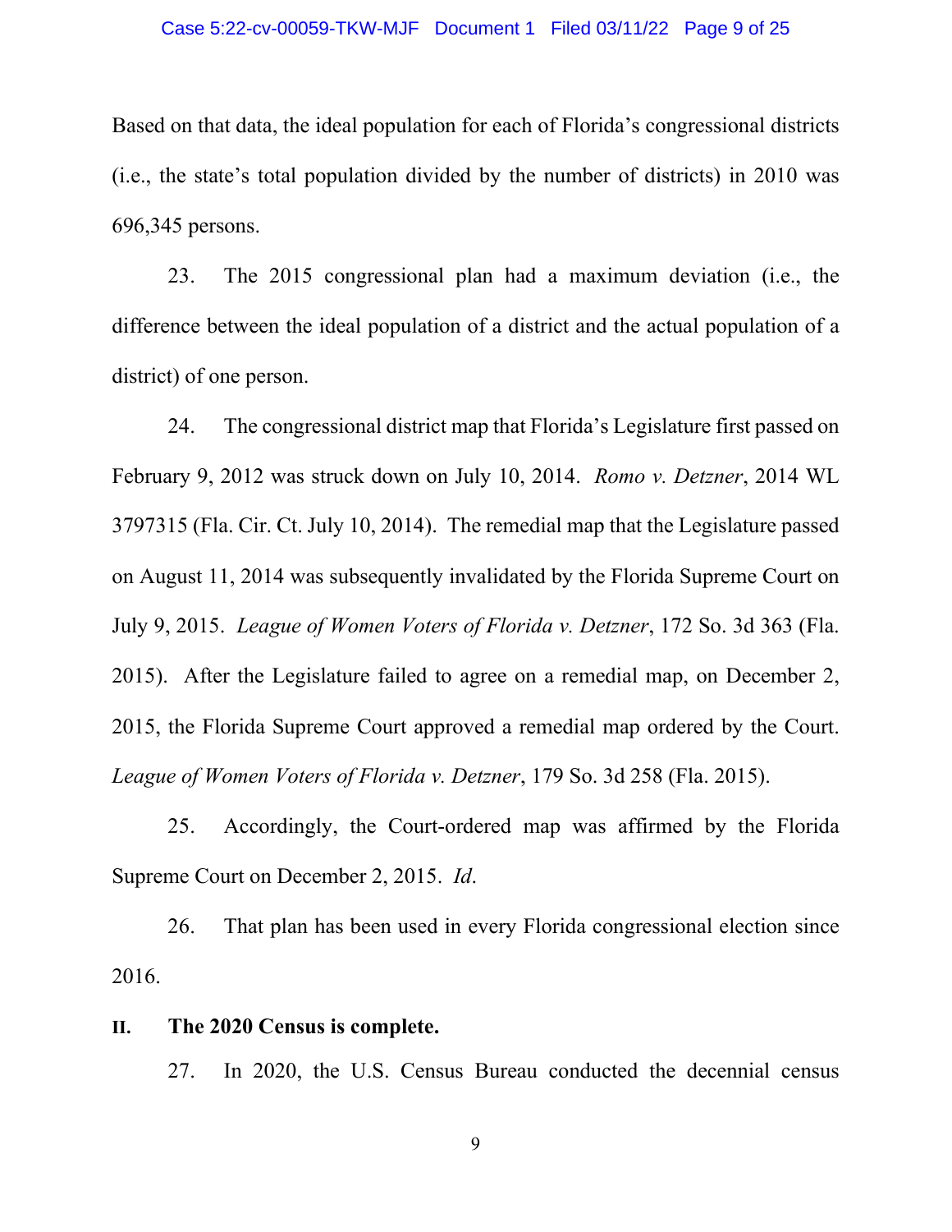Based on that data, the ideal population for each of Florida's congressional districts (i.e., the state's total population divided by the number of districts) in 2010 was 696,345 persons.

23. The 2015 congressional plan had a maximum deviation (i.e., the difference between the ideal population of a district and the actual population of a district) of one person.

24. The congressional district map that Florida's Legislature first passed on February 9, 2012 was struck down on July 10, 2014. *Romo v. Detzner*, 2014 WL 3797315 (Fla. Cir. Ct. July 10, 2014). The remedial map that the Legislature passed on August 11, 2014 was subsequently invalidated by the Florida Supreme Court on July 9, 2015. *League of Women Voters of Florida v. Detzner*, 172 So. 3d 363 (Fla. 2015). After the Legislature failed to agree on a remedial map, on December 2, 2015, the Florida Supreme Court approved a remedial map ordered by the Court. *League of Women Voters of Florida v. Detzner*, 179 So. 3d 258 (Fla. 2015).

25. Accordingly, the Court-ordered map was affirmed by the Florida Supreme Court on December 2, 2015. *Id*.

26. That plan has been used in every Florida congressional election since 2016.

## II. The 2020 Census is complete.

27. In 2020, the U.S. Census Bureau conducted the decennial census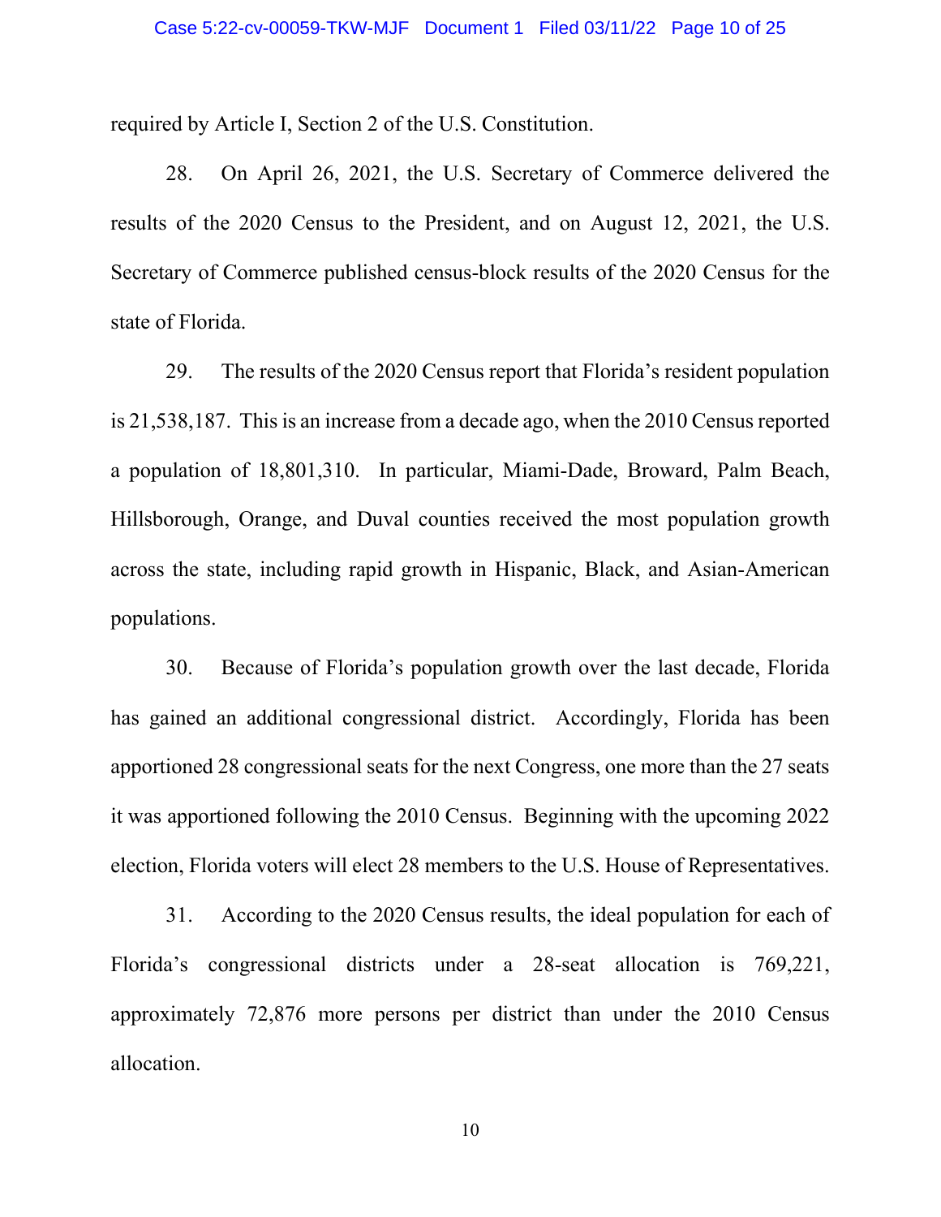required by Article I, Section 2 of the U.S. Constitution.

28. On April 26, 2021, the U.S. Secretary of Commerce delivered the results of the 2020 Census to the President, and on August 12, 2021, the U.S. Secretary of Commerce published census-block results of the 2020 Census for the state of Florida.

29. The results of the 2020 Census report that Florida's resident population is 21,538,187. This is an increase from a decade ago, when the 2010 Census reported a population of 18,801,310. In particular, Miami-Dade, Broward, Palm Beach, Hillsborough, Orange, and Duval counties received the most population growth across the state, including rapid growth in Hispanic, Black, and Asian-American populations.

30. Because of Florida's population growth over the last decade, Florida has gained an additional congressional district. Accordingly, Florida has been apportioned 28 congressional seats for the next Congress, one more than the 27 seats it was apportioned following the 2010 Census. Beginning with the upcoming 2022 election, Florida voters will elect 28 members to the U.S. House of Representatives.

31. According to the 2020 Census results, the ideal population for each of Florida's congressional districts under a 28-seat allocation is 769,221, approximately 72,876 more persons per district than under the 2010 Census allocation.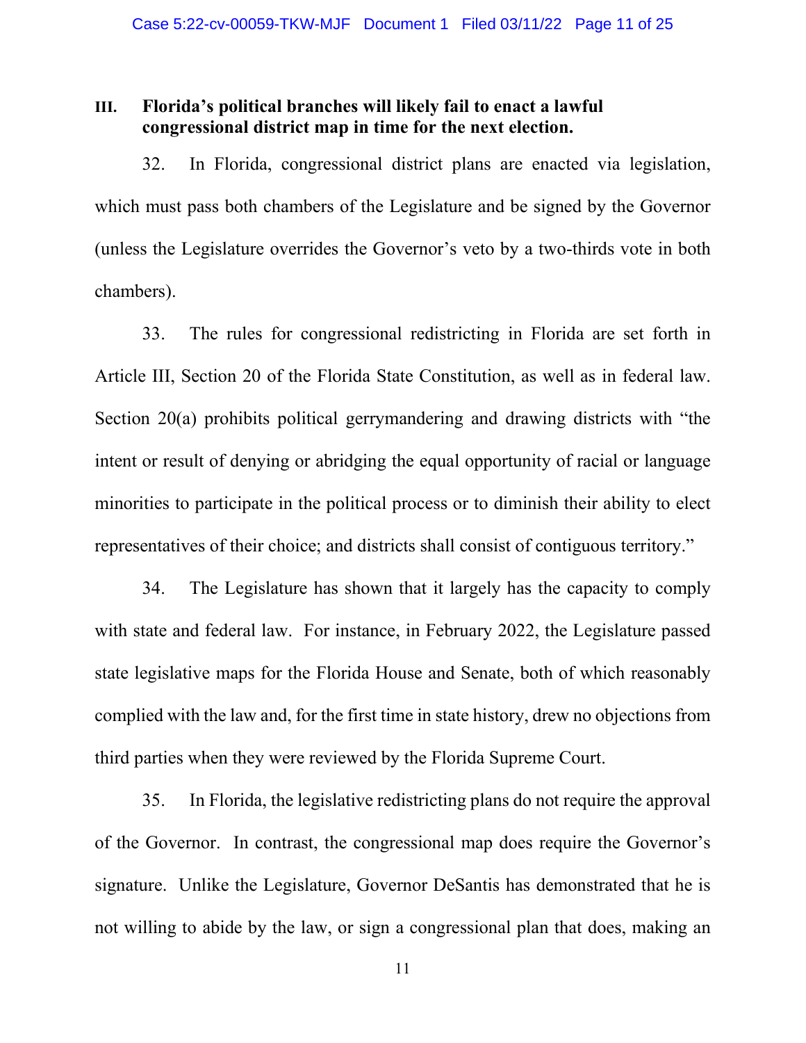### III. Florida's political branches will likely fail to enact a lawful congressional district map in time for the next election.

32. In Florida, congressional district plans are enacted via legislation, which must pass both chambers of the Legislature and be signed by the Governor (unless the Legislature overrides the Governor's veto by a two-thirds vote in both chambers).

33. The rules for congressional redistricting in Florida are set forth in Article III, Section 20 of the Florida State Constitution, as well as in federal law. Section 20(a) prohibits political gerrymandering and drawing districts with "the intent or result of denying or abridging the equal opportunity of racial or language minorities to participate in the political process or to diminish their ability to elect representatives of their choice; and districts shall consist of contiguous territory."

34. The Legislature has shown that it largely has the capacity to comply with state and federal law. For instance, in February 2022, the Legislature passed state legislative maps for the Florida House and Senate, both of which reasonably complied with the law and, for the first time in state history, drew no objections from third parties when they were reviewed by the Florida Supreme Court.

35. In Florida, the legislative redistricting plans do not require the approval of the Governor. In contrast, the congressional map does require the Governor's signature. Unlike the Legislature, Governor DeSantis has demonstrated that he is not willing to abide by the law, or sign a congressional plan that does, making an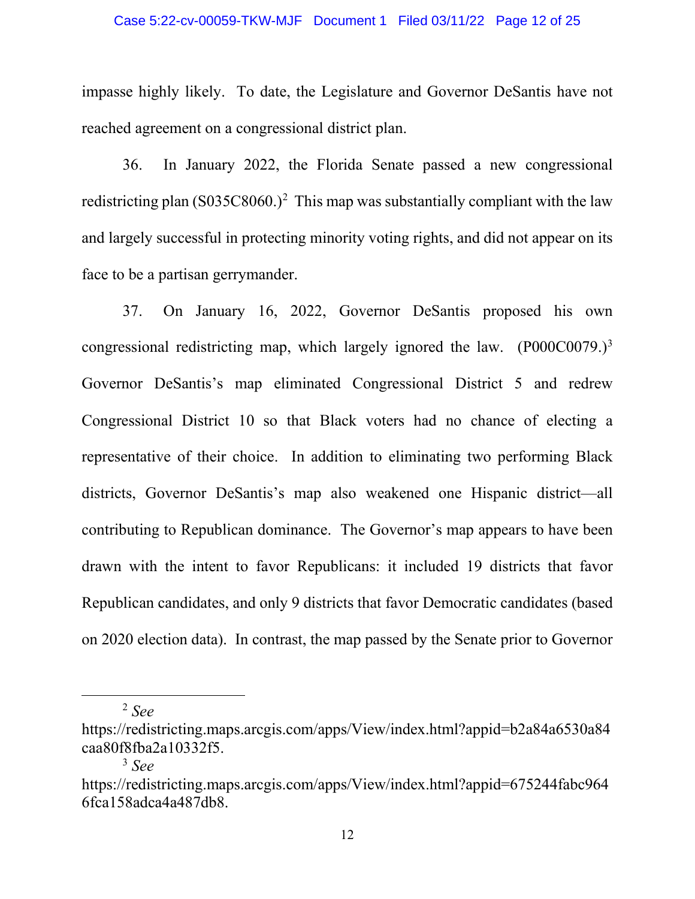impasse highly likely. To date, the Legislature and Governor DeSantis have not reached agreement on a congressional district plan.

36. In January 2022, the Florida Senate passed a new congressional redistricting plan (S035C8060.)[2] This map was substantially compliant with the law and largely successful in protecting minority voting rights, and did not appear on its face to be a partisan gerrymander.

37. On January 16, 2022, Governor DeSantis proposed his own congressional redistricting map, which largely ignored the law. (P000C0079.)[3] Governor DeSantis's map eliminated Congressional District 5 and redrew Congressional District 10 so that Black voters had no chance of electing a representative of their choice. In addition to eliminating two performing Black districts, Governor DeSantis's map also weakened one Hispanic district—all contributing to Republican dominance. The Governor's map appears to have been drawn with the intent to favor Republicans: it included 19 districts that favor Republican candidates, and only 9 districts that favor Democratic candidates (based on 2020 election data). In contrast, the map passed by the Senate prior to Governor

---

[2] *See* https://redistricting.maps.arcgis.com/apps/View/index.html?appid=b2a84a6530a84caa80f8fba2a10332f5.

[3] *See* https://redistricting.maps.arcgis.com/apps/View/index.html?appid=675244fabc9646fca158adca4a487db8.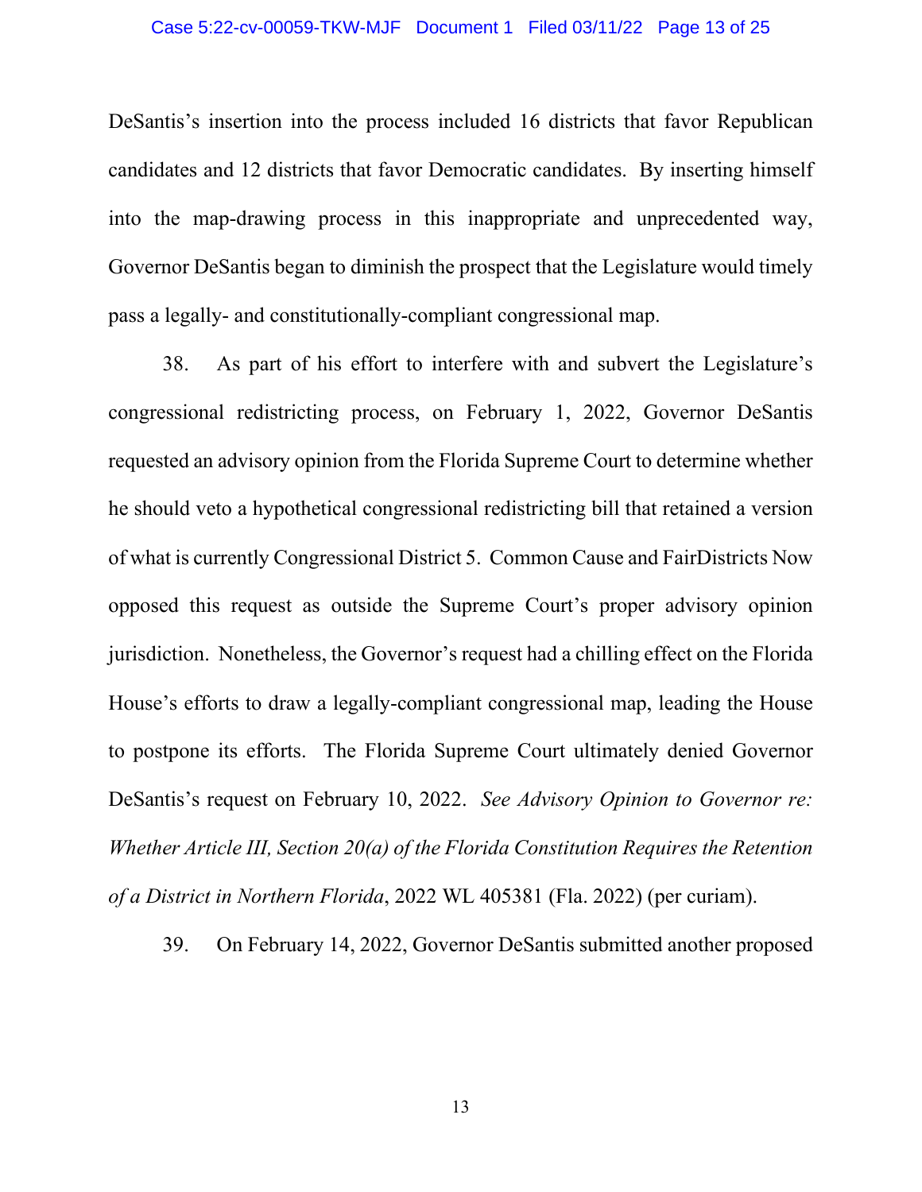DeSantis's insertion into the process included 16 districts that favor Republican candidates and 12 districts that favor Democratic candidates. By inserting himself into the map-drawing process in this inappropriate and unprecedented way, Governor DeSantis began to diminish the prospect that the Legislature would timely pass a legally- and constitutionally-compliant congressional map.

38. As part of his effort to interfere with and subvert the Legislature's congressional redistricting process, on February 1, 2022, Governor DeSantis requested an advisory opinion from the Florida Supreme Court to determine whether he should veto a hypothetical congressional redistricting bill that retained a version of what is currently Congressional District 5. Common Cause and FairDistricts Now opposed this request as outside the Supreme Court's proper advisory opinion jurisdiction. Nonetheless, the Governor's request had a chilling effect on the Florida House's efforts to draw a legally-compliant congressional map, leading the House to postpone its efforts. The Florida Supreme Court ultimately denied Governor DeSantis's request on February 10, 2022. *See Advisory Opinion to Governor re: Whether Article III, Section 20(a) of the Florida Constitution Requires the Retention of a District in Northern Florida*, 2022 WL 405381 (Fla. 2022) (per curiam).

39. On February 14, 2022, Governor DeSantis submitted another proposed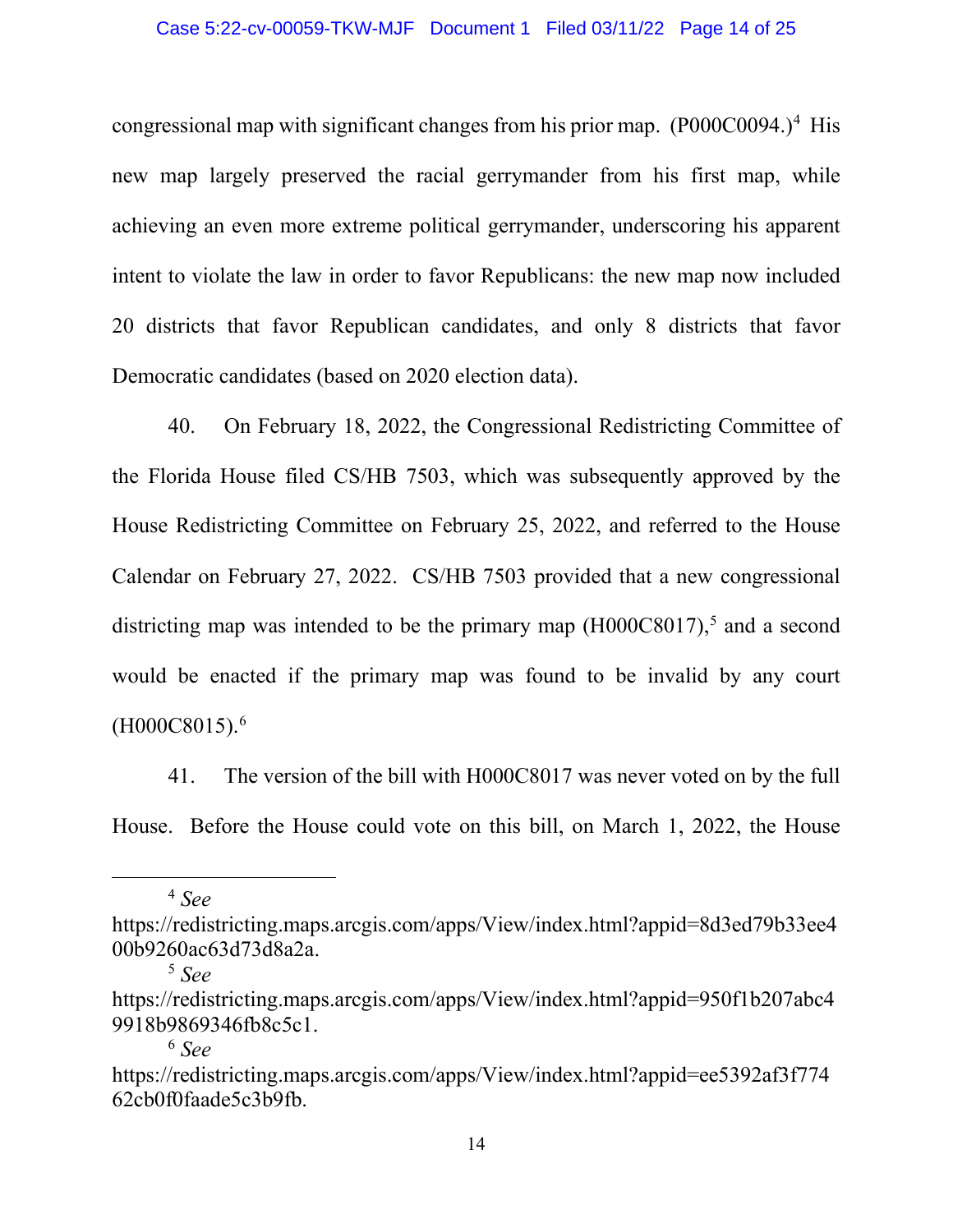congressional map with significant changes from his prior map. (P000C0094.)[4] His new map largely preserved the racial gerrymander from his first map, while achieving an even more extreme political gerrymander, underscoring his apparent intent to violate the law in order to favor Republicans: the new map now included 20 districts that favor Republican candidates, and only 8 districts that favor Democratic candidates (based on 2020 election data).

40. On February 18, 2022, the Congressional Redistricting Committee of the Florida House filed CS/HB 7503, which was subsequently approved by the House Redistricting Committee on February 25, 2022, and referred to the House Calendar on February 27, 2022. CS/HB 7503 provided that a new congressional districting map was intended to be the primary map (H000C8017),[5] and a second would be enacted if the primary map was found to be invalid by any court (H000C8015).[6]

41. The version of the bill with H000C8017 was never voted on by the full House. Before the House could vote on this bill, on March 1, 2022, the House

---

[4] *See* https://redistricting.maps.arcgis.com/apps/View/index.html?appid=8d3ed79b33ee400b9260ac63d73d8a2a.

[5] *See* https://redistricting.maps.arcgis.com/apps/View/index.html?appid=950f1b207abc49918b9869346fb8c5c1.

[6] *See* https://redistricting.maps.arcgis.com/apps/View/index.html?appid=ee5392af3f77462cb0f0faade5c3b9fb.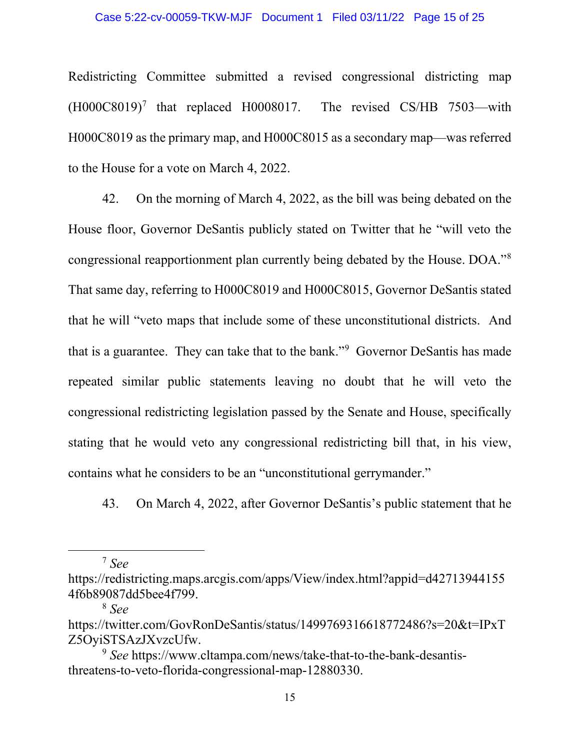Redistricting Committee submitted a revised congressional districting map (H000C8019)[7] that replaced H0008017. The revised CS/HB 7503—with H000C8019 as the primary map, and H000C8015 as a secondary map—was referred to the House for a vote on March 4, 2022.

42. On the morning of March 4, 2022, as the bill was being debated on the House floor, Governor DeSantis publicly stated on Twitter that he "will veto the congressional reapportionment plan currently being debated by the House. DOA."[8] That same day, referring to H000C8019 and H000C8015, Governor DeSantis stated that he will "veto maps that include some of these unconstitutional districts. And that is a guarantee. They can take that to the bank."[9] Governor DeSantis has made repeated similar public statements leaving no doubt that he will veto the congressional redistricting legislation passed by the Senate and House, specifically stating that he would veto any congressional redistricting bill that, in his view, contains what he considers to be an "unconstitutional gerrymander."

43. On March 4, 2022, after Governor DeSantis's public statement that he

---

[7] *See* https://redistricting.maps.arcgis.com/apps/View/index.html?appid=d427139441554f6b89087dd5bee4f799.

[8] *See* https://twitter.com/GovRonDeSantis/status/1499769316618772486?s=20&t=IPxTZ5OyiSTSAzJXvzcUfw.

[9] *See* https://www.cltampa.com/news/take-that-to-the-bank-desantis-threatens-to-veto-florida-congressional-map-12880330.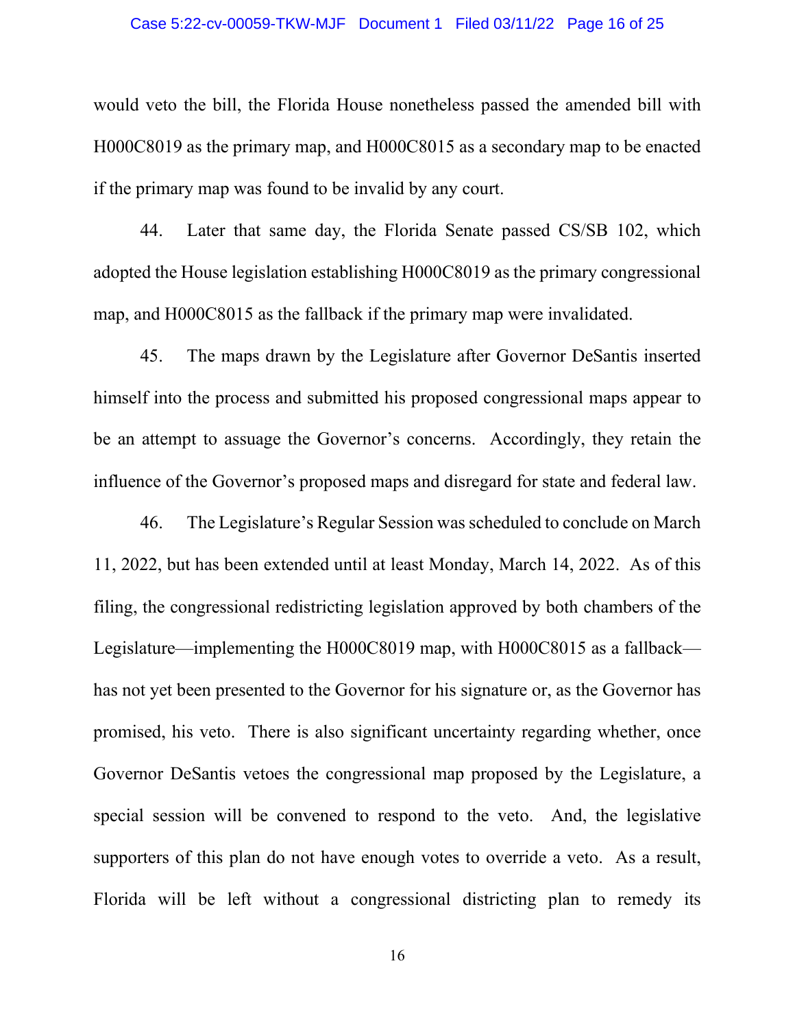would veto the bill, the Florida House nonetheless passed the amended bill with H000C8019 as the primary map, and H000C8015 as a secondary map to be enacted if the primary map was found to be invalid by any court.

44. Later that same day, the Florida Senate passed CS/SB 102, which adopted the House legislation establishing H000C8019 as the primary congressional map, and H000C8015 as the fallback if the primary map were invalidated.

45. The maps drawn by the Legislature after Governor DeSantis inserted himself into the process and submitted his proposed congressional maps appear to be an attempt to assuage the Governor's concerns. Accordingly, they retain the influence of the Governor's proposed maps and disregard for state and federal law.

46. The Legislature's Regular Session was scheduled to conclude on March 11, 2022, but has been extended until at least Monday, March 14, 2022. As of this filing, the congressional redistricting legislation approved by both chambers of the Legislature—implementing the H000C8019 map, with H000C8015 as a fallback—has not yet been presented to the Governor for his signature or, as the Governor has promised, his veto. There is also significant uncertainty regarding whether, once Governor DeSantis vetoes the congressional map proposed by the Legislature, a special session will be convened to respond to the veto. And, the legislative supporters of this plan do not have enough votes to override a veto. As a result, Florida will be left without a congressional districting plan to remedy its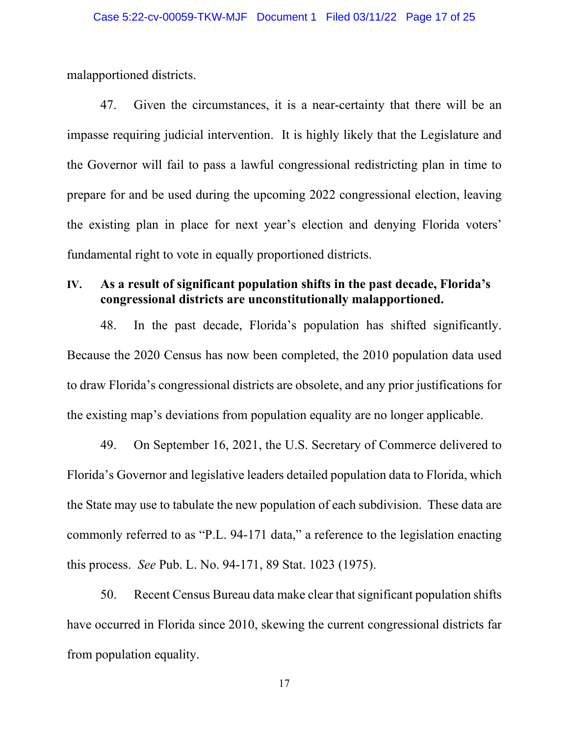malapportioned districts.

47. Given the circumstances, it is a near-certainty that there will be an impasse requiring judicial intervention. It is highly likely that the Legislature and the Governor will fail to pass a lawful congressional redistricting plan in time to prepare for and be used during the upcoming 2022 congressional election, leaving the existing plan in place for next year's election and denying Florida voters' fundamental right to vote in equally proportioned districts.

## IV. As a result of significant population shifts in the past decade, Florida's congressional districts are unconstitutionally malapportioned.

48. In the past decade, Florida's population has shifted significantly. Because the 2020 Census has now been completed, the 2010 population data used to draw Florida's congressional districts are obsolete, and any prior justifications for the existing map's deviations from population equality are no longer applicable.

49. On September 16, 2021, the U.S. Secretary of Commerce delivered to Florida's Governor and legislative leaders detailed population data to Florida, which the State may use to tabulate the new population of each subdivision. These data are commonly referred to as "P.L. 94-171 data," a reference to the legislation enacting this process. *See* Pub. L. No. 94-171, 89 Stat. 1023 (1975).

50. Recent Census Bureau data make clear that significant population shifts have occurred in Florida since 2010, skewing the current congressional districts far from population equality.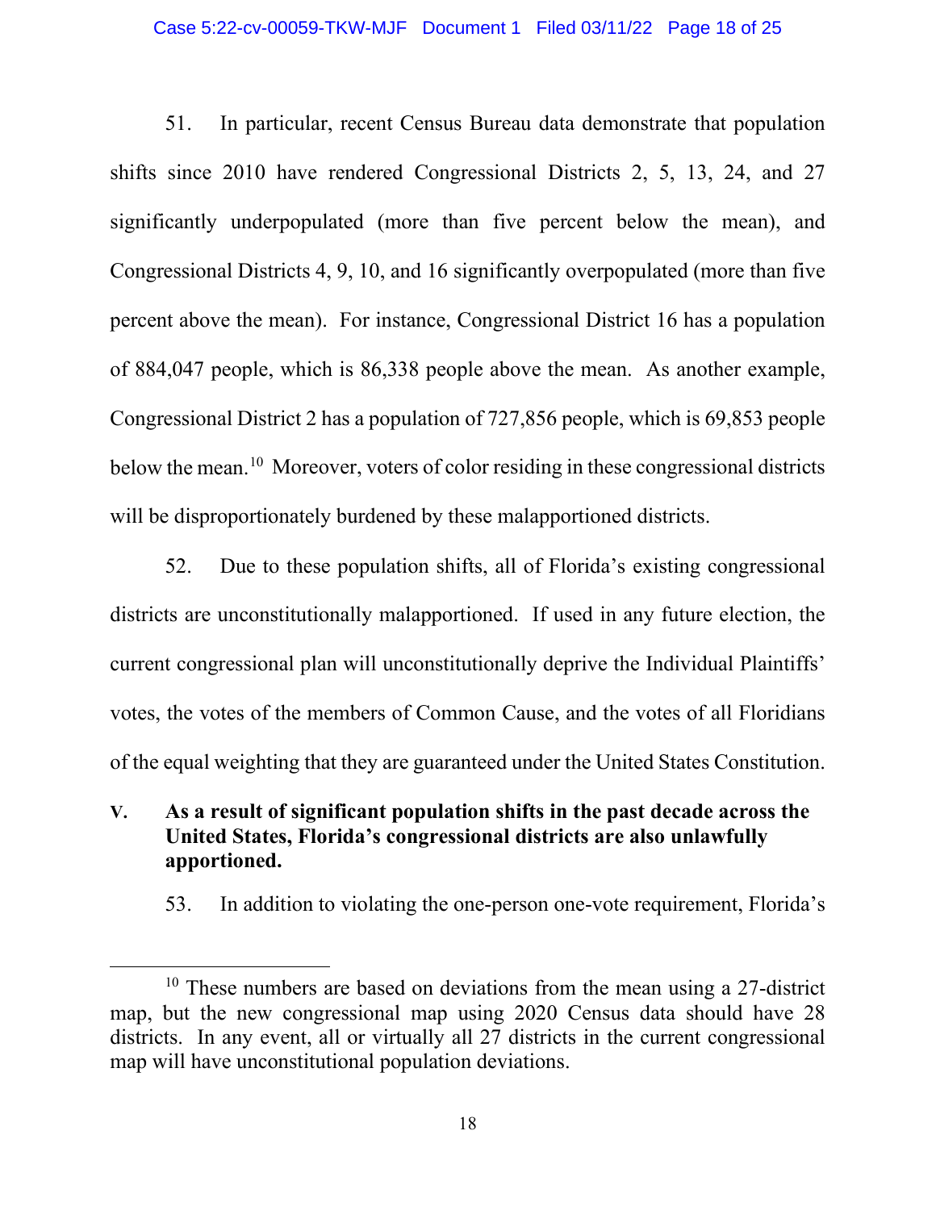51. In particular, recent Census Bureau data demonstrate that population shifts since 2010 have rendered Congressional Districts 2, 5, 13, 24, and 27 significantly underpopulated (more than five percent below the mean), and Congressional Districts 4, 9, 10, and 16 significantly overpopulated (more than five percent above the mean). For instance, Congressional District 16 has a population of 884,047 people, which is 86,338 people above the mean. As another example, Congressional District 2 has a population of 727,856 people, which is 69,853 people below the mean.[10] Moreover, voters of color residing in these congressional districts will be disproportionately burdened by these malapportioned districts.

52. Due to these population shifts, all of Florida's existing congressional districts are unconstitutionally malapportioned. If used in any future election, the current congressional plan will unconstitutionally deprive the Individual Plaintiffs' votes, the votes of the members of Common Cause, and the votes of all Floridians of the equal weighting that they are guaranteed under the United States Constitution.

## V. As a result of significant population shifts in the past decade across the United States, Florida's congressional districts are also unlawfully apportioned.

53. In addition to violating the one-person one-vote requirement, Florida's

---

[10] These numbers are based on deviations from the mean using a 27-district map, but the new congressional map using 2020 Census data should have 28 districts. In any event, all or virtually all 27 districts in the current congressional map will have unconstitutional population deviations.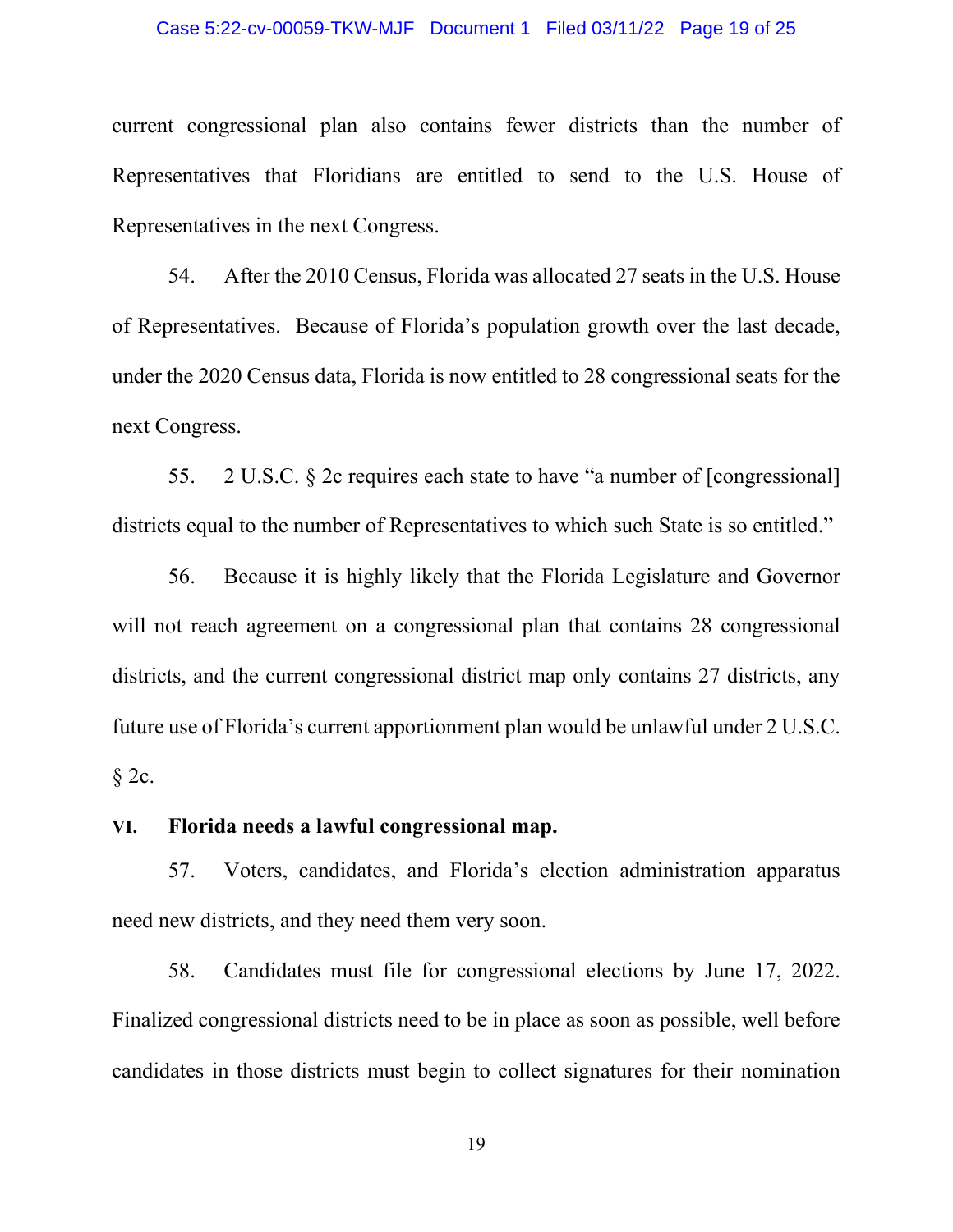current congressional plan also contains fewer districts than the number of Representatives that Floridians are entitled to send to the U.S. House of Representatives in the next Congress.

54. After the 2010 Census, Florida was allocated 27 seats in the U.S. House of Representatives. Because of Florida's population growth over the last decade, under the 2020 Census data, Florida is now entitled to 28 congressional seats for the next Congress.

55. 2 U.S.C. § 2c requires each state to have "a number of [congressional] districts equal to the number of Representatives to which such State is so entitled."

56. Because it is highly likely that the Florida Legislature and Governor will not reach agreement on a congressional plan that contains 28 congressional districts, and the current congressional district map only contains 27 districts, any future use of Florida's current apportionment plan would be unlawful under 2 U.S.C. § 2c.

## VI. Florida needs a lawful congressional map.

57. Voters, candidates, and Florida's election administration apparatus need new districts, and they need them very soon.

58. Candidates must file for congressional elections by June 17, 2022. Finalized congressional districts need to be in place as soon as possible, well before candidates in those districts must begin to collect signatures for their nomination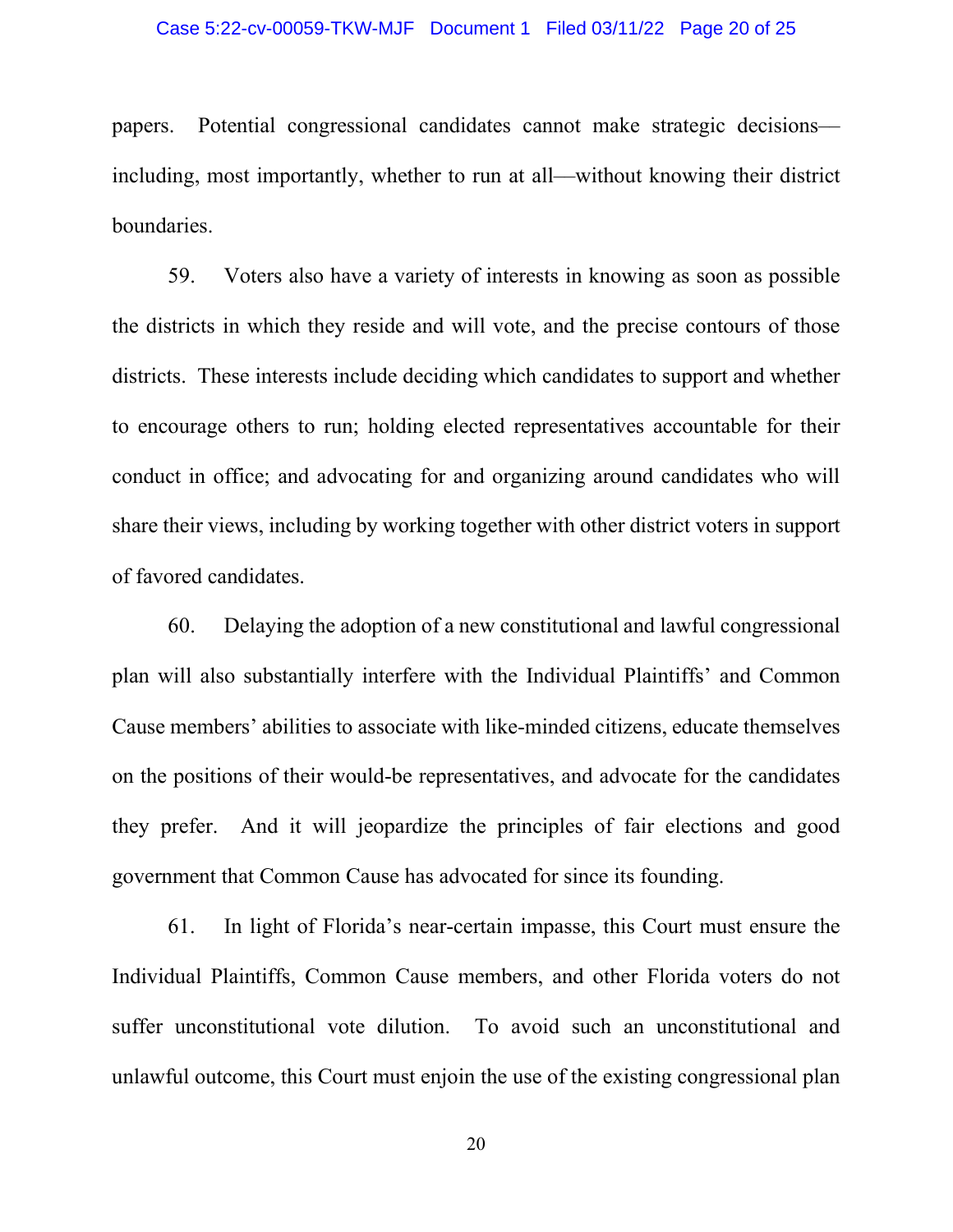papers. Potential congressional candidates cannot make strategic decisions—including, most importantly, whether to run at all—without knowing their district boundaries.

59. Voters also have a variety of interests in knowing as soon as possible the districts in which they reside and will vote, and the precise contours of those districts. These interests include deciding which candidates to support and whether to encourage others to run; holding elected representatives accountable for their conduct in office; and advocating for and organizing around candidates who will share their views, including by working together with other district voters in support of favored candidates.

60. Delaying the adoption of a new constitutional and lawful congressional plan will also substantially interfere with the Individual Plaintiffs' and Common Cause members' abilities to associate with like-minded citizens, educate themselves on the positions of their would-be representatives, and advocate for the candidates they prefer. And it will jeopardize the principles of fair elections and good government that Common Cause has advocated for since its founding.

61. In light of Florida's near-certain impasse, this Court must ensure the Individual Plaintiffs, Common Cause members, and other Florida voters do not suffer unconstitutional vote dilution. To avoid such an unconstitutional and unlawful outcome, this Court must enjoin the use of the existing congressional plan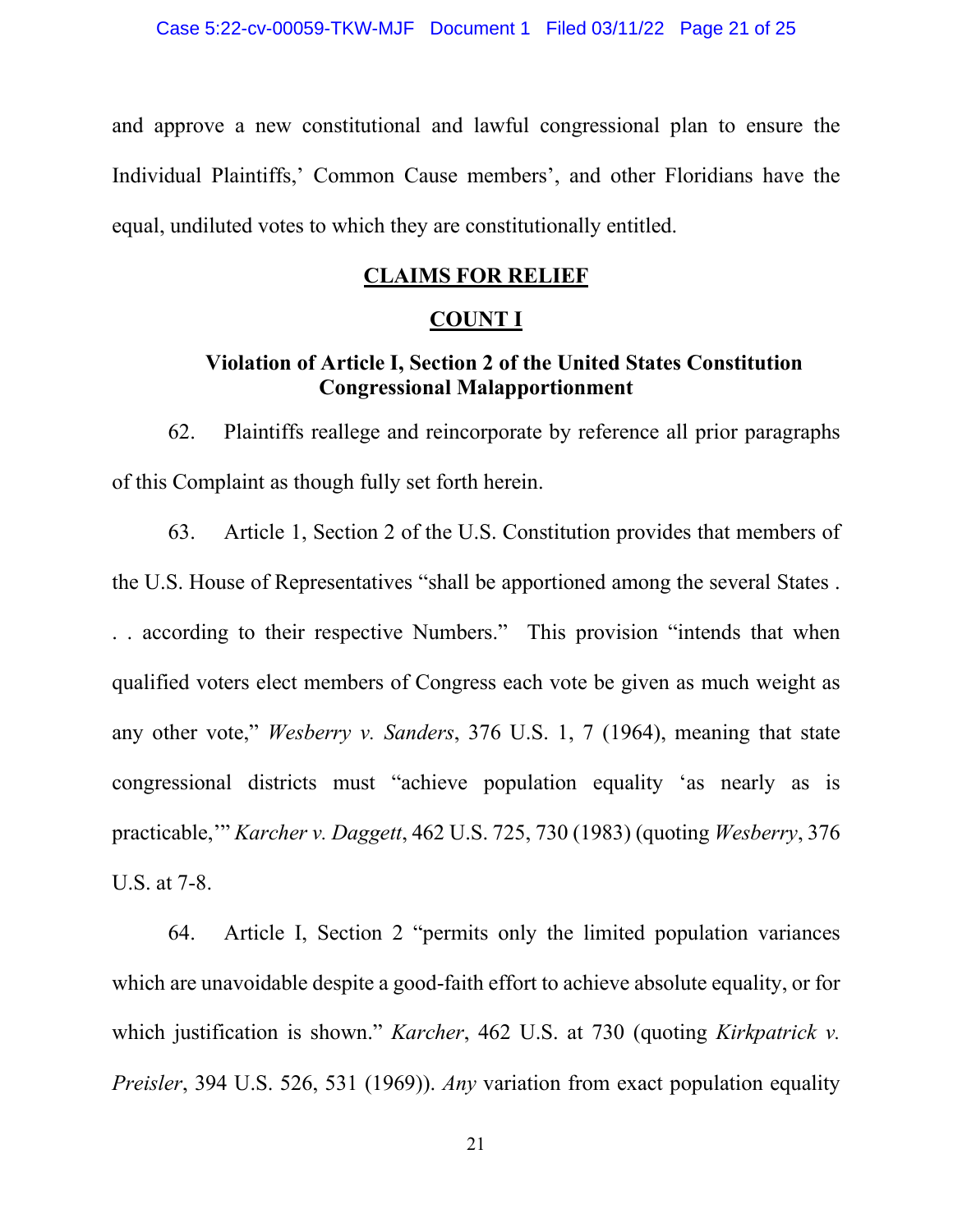and approve a new constitutional and lawful congressional plan to ensure the Individual Plaintiffs,' Common Cause members', and other Floridians have the equal, undiluted votes to which they are constitutionally entitled.

## CLAIMS FOR RELIEF

## COUNT I

### Violation of Article I, Section 2 of the United States Constitution Congressional Malapportionment

62. Plaintiffs reallege and reincorporate by reference all prior paragraphs of this Complaint as though fully set forth herein.

63. Article 1, Section 2 of the U.S. Constitution provides that members of the U.S. House of Representatives "shall be apportioned among the several States . . . according to their respective Numbers." This provision "intends that when qualified voters elect members of Congress each vote be given as much weight as any other vote," *Wesberry v. Sanders*, 376 U.S. 1, 7 (1964), meaning that state congressional districts must "achieve population equality 'as nearly as is practicable,'" *Karcher v. Daggett*, 462 U.S. 725, 730 (1983) (quoting *Wesberry*, 376 U.S. at 7-8.

64. Article I, Section 2 "permits only the limited population variances which are unavoidable despite a good-faith effort to achieve absolute equality, or for which justification is shown." *Karcher*, 462 U.S. at 730 (quoting *Kirkpatrick v. Preisler*, 394 U.S. 526, 531 (1969)). *Any* variation from exact population equality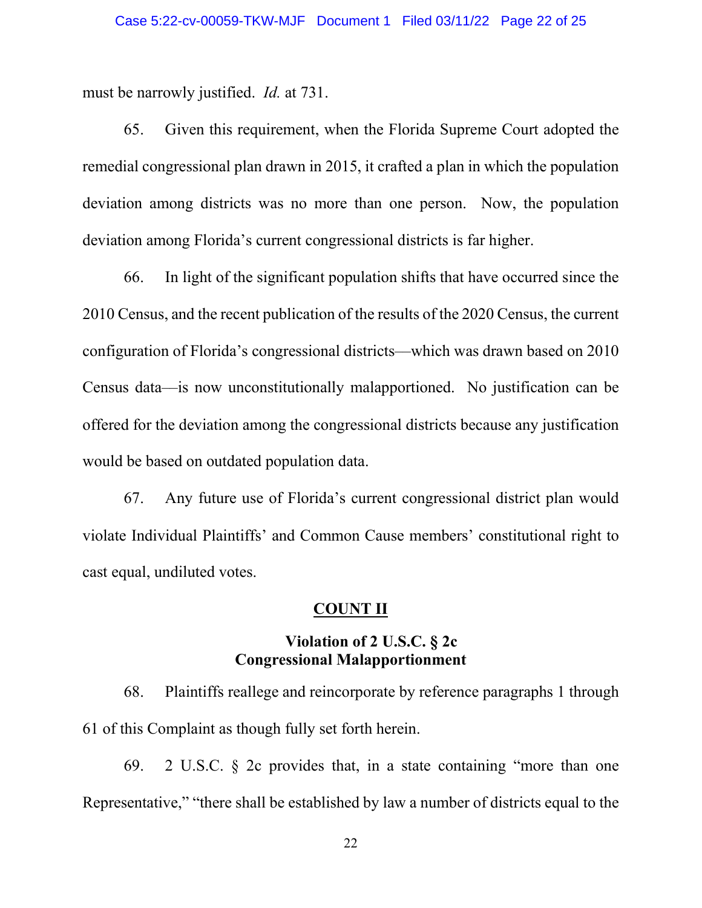must be narrowly justified. *Id.* at 731.

65. Given this requirement, when the Florida Supreme Court adopted the remedial congressional plan drawn in 2015, it crafted a plan in which the population deviation among districts was no more than one person. Now, the population deviation among Florida's current congressional districts is far higher.

66. In light of the significant population shifts that have occurred since the 2010 Census, and the recent publication of the results of the 2020 Census, the current configuration of Florida's congressional districts—which was drawn based on 2010 Census data—is now unconstitutionally malapportioned. No justification can be offered for the deviation among the congressional districts because any justification would be based on outdated population data.

67. Any future use of Florida's current congressional district plan would violate Individual Plaintiffs' and Common Cause members' constitutional right to cast equal, undiluted votes.

## COUNT II

### Violation of 2 U.S.C. § 2c
### Congressional Malapportionment

68. Plaintiffs reallege and reincorporate by reference paragraphs 1 through 61 of this Complaint as though fully set forth herein.

69. 2 U.S.C. § 2c provides that, in a state containing "more than one Representative," "there shall be established by law a number of districts equal to the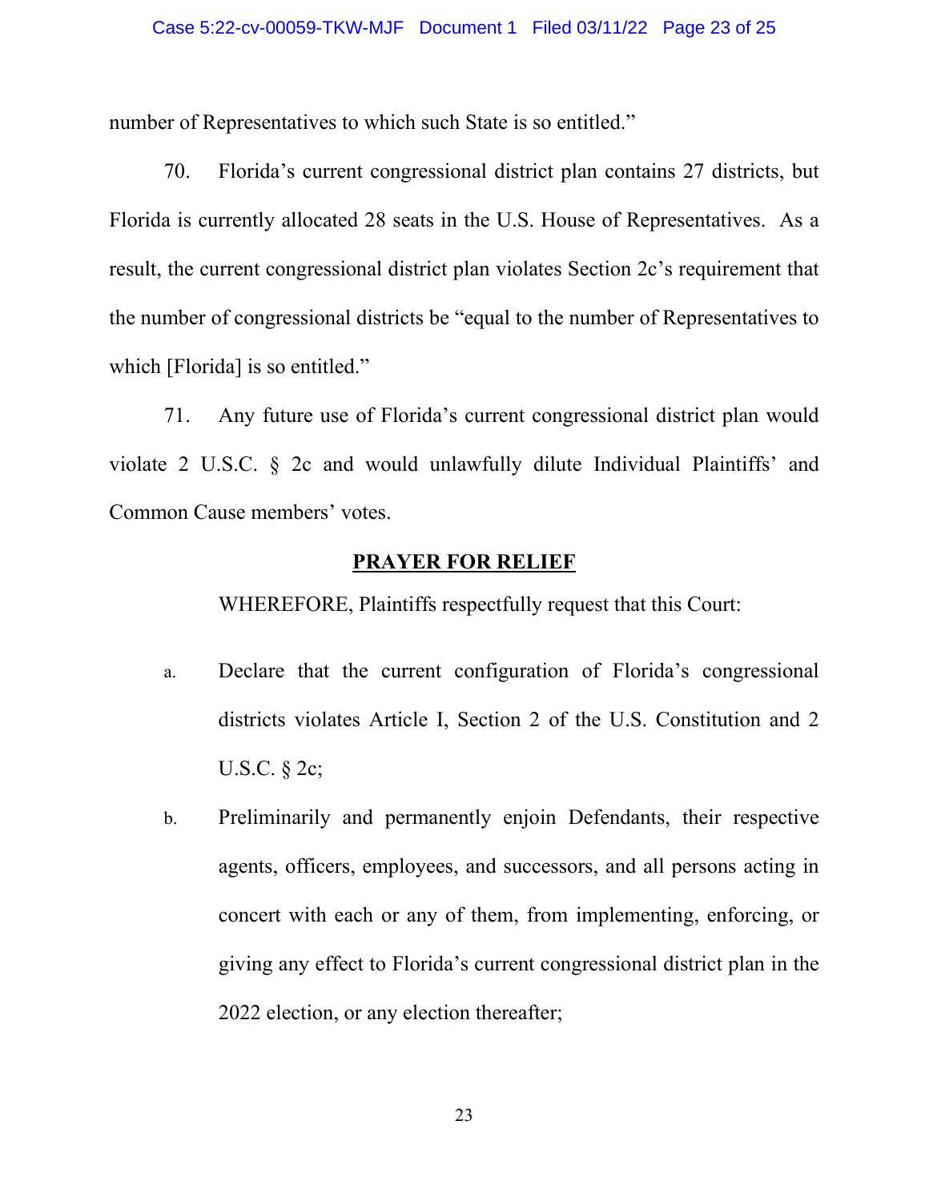number of Representatives to which such State is so entitled."

70. Florida's current congressional district plan contains 27 districts, but Florida is currently allocated 28 seats in the U.S. House of Representatives. As a result, the current congressional district plan violates Section 2c's requirement that the number of congressional districts be "equal to the number of Representatives to which [Florida] is so entitled."

71. Any future use of Florida's current congressional district plan would violate 2 U.S.C. § 2c and would unlawfully dilute Individual Plaintiffs' and Common Cause members' votes.

## PRAYER FOR RELIEF

WHEREFORE, Plaintiffs respectfully request that this Court:

a. Declare that the current configuration of Florida's congressional districts violates Article I, Section 2 of the U.S. Constitution and 2 U.S.C. § 2c;

b. Preliminarily and permanently enjoin Defendants, their respective agents, officers, employees, and successors, and all persons acting in concert with each or any of them, from implementing, enforcing, or giving any effect to Florida's current congressional district plan in the 2022 election, or any election thereafter;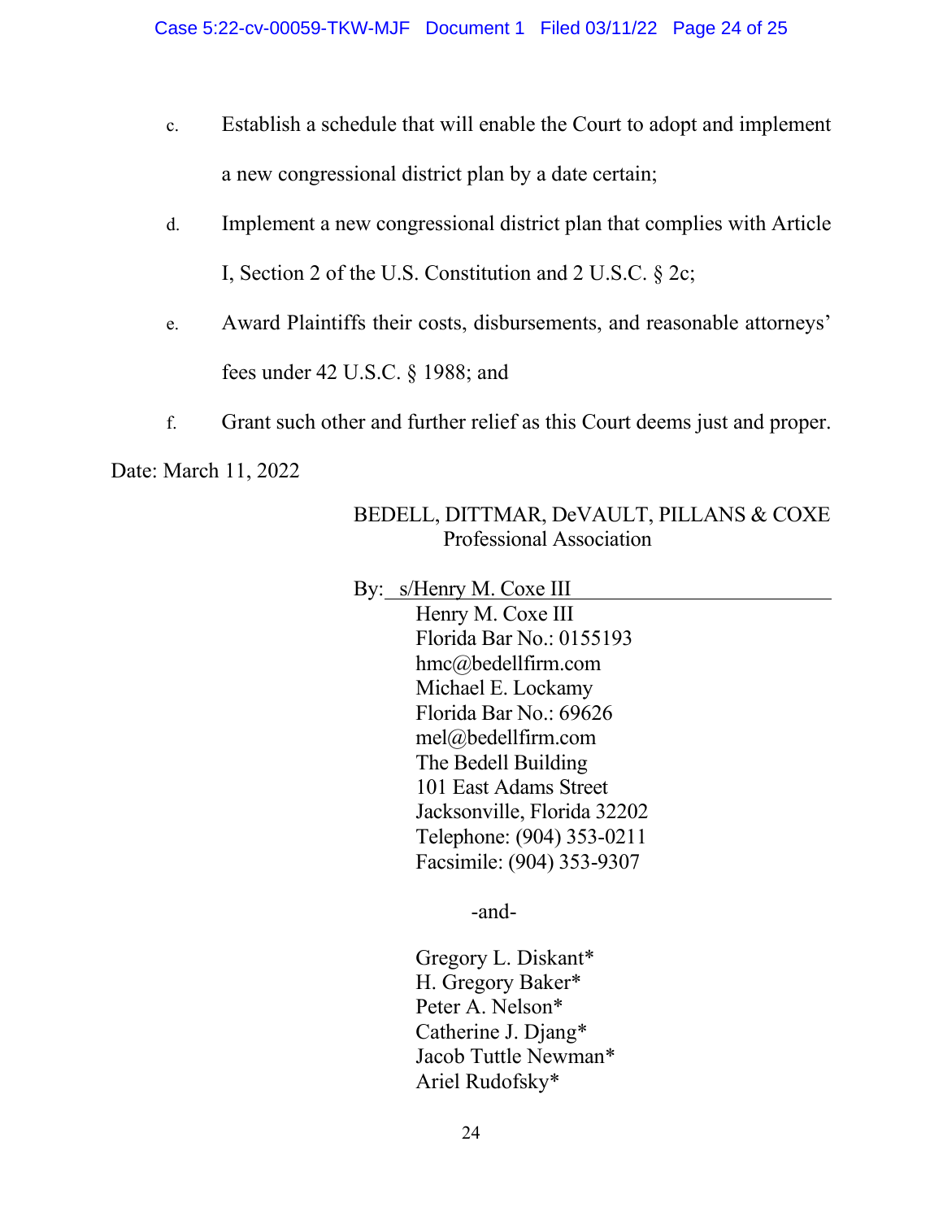c. Establish a schedule that will enable the Court to adopt and implement a new congressional district plan by a date certain;

d. Implement a new congressional district plan that complies with Article I, Section 2 of the U.S. Constitution and 2 U.S.C. § 2c;

e. Award Plaintiffs their costs, disbursements, and reasonable attorneys' fees under 42 U.S.C. § 1988; and

f. Grant such other and further relief as this Court deems just and proper.

Date: March 11, 2022

BEDELL, DITTMAR, DeVAULT, PILLANS & COXE
Professional Association

By: s/Henry M. Coxe III
Henry M. Coxe III
Florida Bar No.: 0155193
hmc@bedellfirm.com
Michael E. Lockamy
Florida Bar No.: 69626
mel@bedellfirm.com
The Bedell Building
101 East Adams Street
Jacksonville, Florida 32202
Telephone: (904) 353-0211
Facsimile: (904) 353-9307

-and-

Gregory L. Diskant*
H. Gregory Baker*
Peter A. Nelson*
Catherine J. Djang*
Jacob Tuttle Newman*
Ariel Rudofsky*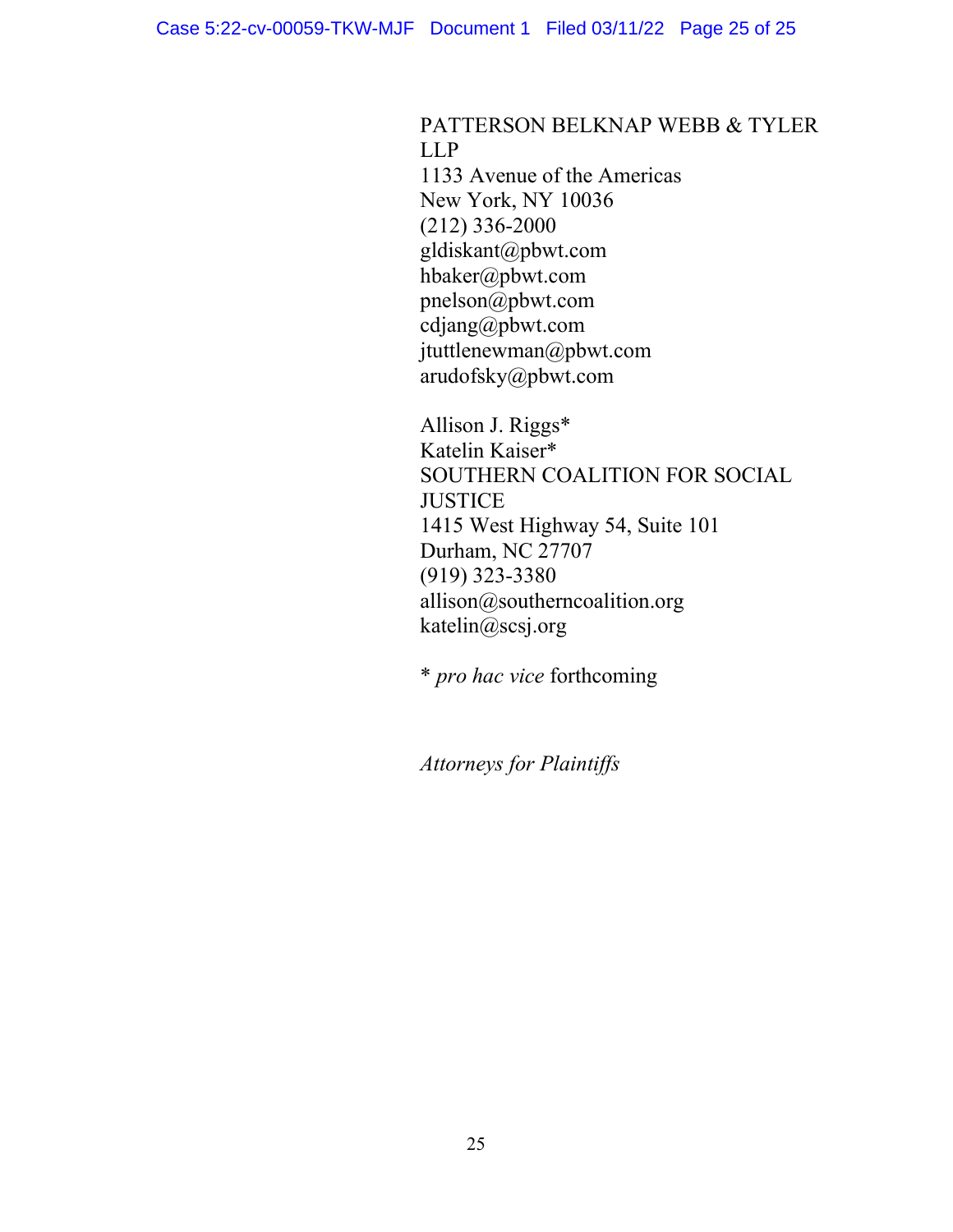PATTERSON BELKNAP WEBB & TYLER LLP
1133 Avenue of the Americas
New York, NY 10036
(212) 336-2000
gldiskant@pbwt.com
hbaker@pbwt.com
pnelson@pbwt.com
cdjang@pbwt.com
jtuttlenewman@pbwt.com
arudofsky@pbwt.com

Allison J. Riggs*
Katelin Kaiser*
SOUTHERN COALITION FOR SOCIAL JUSTICE
1415 West Highway 54, Suite 101
Durham, NC 27707
(919) 323-3380
allison@southerncoalition.org
katelin@scsj.org

\* *pro hac vice* forthcoming

*Attorneys for Plaintiffs*